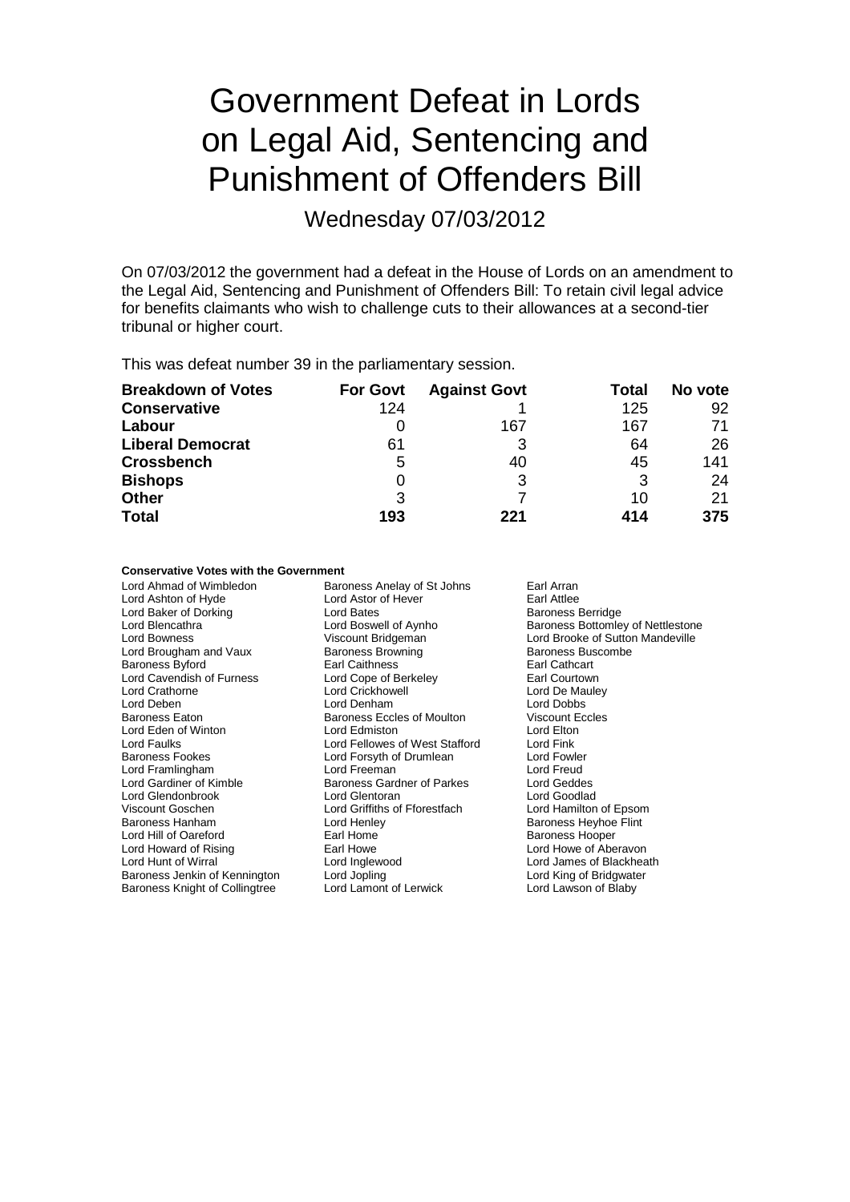# Government Defeat in Lords on Legal Aid, Sentencing and Punishment of Offenders Bill

## Wednesday 07/03/2012

On 07/03/2012 the government had a defeat in the House of Lords on an amendment to the Legal Aid, Sentencing and Punishment of Offenders Bill: To retain civil legal advice for benefits claimants who wish to challenge cuts to their allowances at a second-tier tribunal or higher court.

This was defeat number 39 in the parliamentary session.

| Breakdown of Votes | For Govt | Against Govt | Total | No vote |
|---|---|---|---|---|
| Conservative | 124 | 1 | 125 | 92 |
| Labour | 0 | 167 | 167 | 71 |
| Liberal Democrat | 61 | 3 | 64 | 26 |
| Crossbench | 5 | 40 | 45 | 141 |
| Bishops | 0 | 3 | 3 | 24 |
| Other | 3 | 7 | 10 | 21 |
| **Total** | **193** | **221** | **414** | **375** |

**Conservative Votes with the Government**

Lord Ahmad of Wimbledon
Baroness Anelay of St Johns
Earl Arran
Lord Ashton of Hyde
Lord Astor of Hever
Earl Attlee
Lord Baker of Dorking
Lord Bates
Baroness Berridge
Lord Blencathra
Lord Boswell of Aynho
Baroness Bottomley of Nettlestone
Lord Bowness
Viscount Bridgeman
Lord Brooke of Sutton Mandeville
Lord Brougham and Vaux
Baroness Browning
Baroness Buscombe
Baroness Byford
Earl Caithness
Earl Cathcart
Lord Cavendish of Furness
Lord Cope of Berkeley
Earl Courtown
Lord Crathorne
Lord Crickhowell
Lord De Mauley
Lord Deben
Lord Denham
Lord Dobbs
Baroness Eaton
Baroness Eccles of Moulton
Viscount Eccles
Lord Eden of Winton
Lord Edmiston
Lord Elton
Lord Faulks
Lord Fellowes of West Stafford
Lord Fink
Baroness Fookes
Lord Forsyth of Drumlean
Lord Fowler
Lord Framlingham
Lord Freeman
Lord Freud
Lord Gardiner of Kimble
Baroness Gardner of Parkes
Lord Geddes
Lord Glendonbrook
Lord Glentoran
Lord Goodlad
Viscount Goschen
Lord Griffiths of Fforestfach
Lord Hamilton of Epsom
Baroness Hanham
Lord Henley
Baroness Heyhoe Flint
Lord Hill of Oareford
Earl Home
Baroness Hooper
Lord Howard of Rising
Earl Howe
Lord Howe of Aberavon
Lord Hunt of Wirral
Lord Inglewood
Lord James of Blackheath
Baroness Jenkin of Kennington
Lord Jopling
Lord King of Bridgwater
Baroness Knight of Collingtree
Lord Lamont of Lerwick
Lord Lawson of Blaby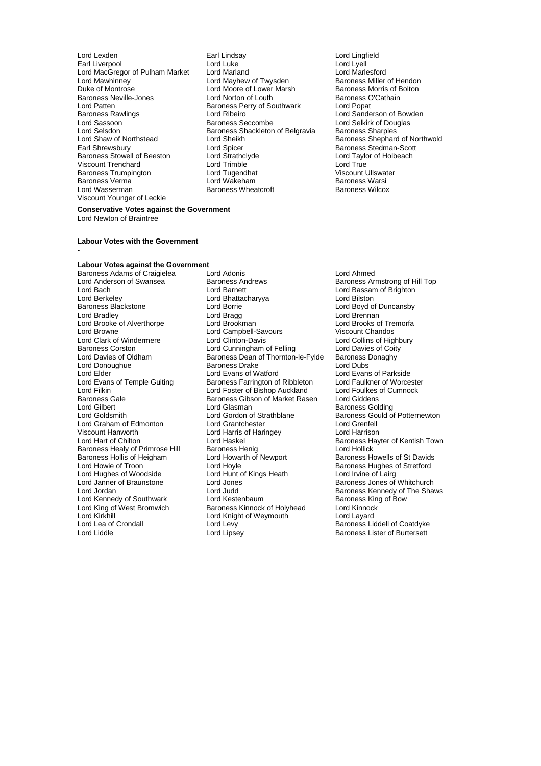Lord Lexden
Earl Lindsay
Lord Lingfield
Earl Liverpool
Lord Luke
Lord Lyell
Lord MacGregor of Pulham Market
Lord Marland
Lord Marlesford
Lord Mawhinney
Lord Mayhew of Twysden
Baroness Miller of Hendon
Duke of Montrose
Lord Moore of Lower Marsh
Baroness Morris of Bolton
Baroness Neville-Jones
Lord Norton of Louth
Baroness O'Cathain
Lord Patten
Baroness Perry of Southwark
Lord Popat
Baroness Rawlings
Lord Ribeiro
Lord Sanderson of Bowden
Lord Sassoon
Baroness Seccombe
Lord Selkirk of Douglas
Lord Selsdon
Baroness Shackleton of Belgravia
Baroness Sharples
Lord Shaw of Northstead
Lord Sheikh
Baroness Shephard of Northwold
Earl Shrewsbury
Lord Spicer
Baroness Stedman-Scott
Baroness Stowell of Beeston
Lord Strathclyde
Lord Taylor of Holbeach
Viscount Trenchard
Lord Trimble
Lord True
Baroness Trumpington
Lord Tugendhat
Viscount Ullswater
Baroness Verma
Lord Wakeham
Baroness Warsi
Lord Wasserman
Baroness Wheatcroft
Baroness Wilcox
Viscount Younger of Leckie

**Conservative Votes against the Government**

Lord Newton of Braintree

**Labour Votes with the Government**

-

**Labour Votes against the Government**

Baroness Adams of Craigielea
Lord Adonis
Lord Ahmed
Lord Anderson of Swansea
Baroness Andrews
Baroness Armstrong of Hill Top
Lord Bach
Lord Barnett
Lord Bassam of Brighton
Lord Berkeley
Lord Bhattacharyya
Lord Bilston
Baroness Blackstone
Lord Borrie
Lord Boyd of Duncansby
Lord Bradley
Lord Bragg
Lord Brennan
Lord Brooke of Alverthorpe
Lord Brookman
Lord Brooks of Tremorfa
Lord Browne
Lord Campbell-Savours
Viscount Chandos
Lord Clark of Windermere
Lord Clinton-Davis
Lord Collins of Highbury
Baroness Corston
Lord Cunningham of Felling
Lord Davies of Coity
Lord Davies of Oldham
Baroness Dean of Thornton-le-Fylde
Baroness Donaghy
Lord Donoughue
Baroness Drake
Lord Dubs
Lord Elder
Lord Evans of Watford
Lord Evans of Parkside
Lord Evans of Temple Guiting
Baroness Farrington of Ribbleton
Lord Faulkner of Worcester
Lord Filkin
Lord Foster of Bishop Auckland
Lord Foulkes of Cumnock
Baroness Gale
Baroness Gibson of Market Rasen
Lord Giddens
Lord Gilbert
Lord Glasman
Baroness Golding
Lord Goldsmith
Lord Gordon of Strathblane
Baroness Gould of Potternewton
Lord Graham of Edmonton
Lord Grantchester
Lord Grenfell
Viscount Hanworth
Lord Harris of Haringey
Lord Harrison
Lord Hart of Chilton
Lord Haskel
Baroness Hayter of Kentish Town
Baroness Healy of Primrose Hill
Baroness Henig
Lord Hollick
Baroness Hollis of Heigham
Lord Howarth of Newport
Baroness Howells of St Davids
Lord Howie of Troon
Lord Hoyle
Baroness Hughes of Stretford
Lord Hughes of Woodside
Lord Hunt of Kings Heath
Lord Irvine of Lairg
Lord Janner of Braunstone
Lord Jones
Baroness Jones of Whitchurch
Lord Jordan
Lord Judd
Baroness Kennedy of The Shaws
Lord Kennedy of Southwark
Lord Kestenbaum
Baroness King of Bow
Lord King of West Bromwich
Baroness Kinnock of Holyhead
Lord Kinnock
Lord Kirkhill
Lord Knight of Weymouth
Lord Layard
Lord Lea of Crondall
Lord Levy
Baroness Liddell of Coatdyke
Lord Liddle
Lord Lipsey
Baroness Lister of Burtersett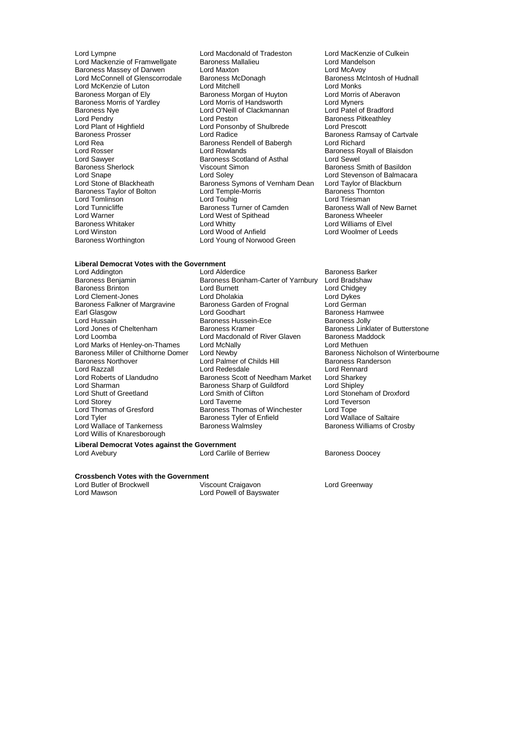Lord Lympne
Lord Macdonald of Tradeston
Lord MacKenzie of Culkein
Lord Mackenzie of Framwellgate
Baroness Mallalieu
Lord Mandelson
Baroness Massey of Darwen
Lord Maxton
Lord McAvoy
Lord McConnell of Glenscorrodale
Baroness McDonagh
Baroness McIntosh of Hudnall
Lord McKenzie of Luton
Lord Mitchell
Lord Monks
Baroness Morgan of Ely
Baroness Morgan of Huyton
Lord Morris of Aberavon
Baroness Morris of Yardley
Lord Morris of Handsworth
Lord Myners
Baroness Nye
Lord O'Neill of Clackmannan
Lord Patel of Bradford
Lord Pendry
Lord Peston
Baroness Pitkeathley
Lord Plant of Highfield
Lord Ponsonby of Shulbrede
Lord Prescott
Baroness Prosser
Lord Radice
Baroness Ramsay of Cartvale
Lord Rea
Baroness Rendell of Babergh
Lord Richard
Lord Rosser
Lord Rowlands
Baroness Royall of Blaisdon
Lord Sawyer
Baroness Scotland of Asthal
Lord Sewel
Baroness Sherlock
Viscount Simon
Baroness Smith of Basildon
Lord Snape
Lord Soley
Lord Stevenson of Balmacara
Lord Stone of Blackheath
Baroness Symons of Vernham Dean
Lord Taylor of Blackburn
Baroness Taylor of Bolton
Lord Temple-Morris
Baroness Thornton
Lord Tomlinson
Lord Touhig
Lord Triesman
Lord Tunnicliffe
Baroness Turner of Camden
Baroness Wall of New Barnet
Lord Warner
Lord West of Spithead
Baroness Wheeler
Baroness Whitaker
Lord Whitty
Lord Williams of Elvel
Lord Winston
Lord Wood of Anfield
Lord Woolmer of Leeds
Baroness Worthington
Lord Young of Norwood Green

**Liberal Democrat Votes with the Government**

Lord Addington
Lord Alderdice
Baroness Barker
Baroness Benjamin
Baroness Bonham-Carter of Yarnbury
Lord Bradshaw
Baroness Brinton
Lord Burnett
Lord Chidgey
Lord Clement-Jones
Lord Dholakia
Lord Dykes
Baroness Falkner of Margravine
Baroness Garden of Frognal
Lord German
Earl Glasgow
Lord Goodhart
Baroness Hamwee
Lord Hussain
Baroness Hussein-Ece
Baroness Jolly
Lord Jones of Cheltenham
Baroness Kramer
Baroness Linklater of Butterstone
Lord Loomba
Lord Macdonald of River Glaven
Baroness Maddock
Lord Marks of Henley-on-Thames
Lord McNally
Lord Methuen
Baroness Miller of Chilthorne Domer
Lord Newby
Baroness Nicholson of Winterbourne
Baroness Northover
Lord Palmer of Childs Hill
Baroness Randerson
Lord Razzall
Lord Redesdale
Lord Rennard
Lord Roberts of Llandudno
Baroness Scott of Needham Market
Lord Sharkey
Lord Sharman
Baroness Sharp of Guildford
Lord Shipley
Lord Shutt of Greetland
Lord Smith of Clifton
Lord Stoneham of Droxford
Lord Storey
Lord Taverne
Lord Teverson
Lord Thomas of Gresford
Baroness Thomas of Winchester
Lord Tope
Lord Tyler
Baroness Tyler of Enfield
Lord Wallace of Saltaire
Lord Wallace of Tankerness
Baroness Walmsley
Baroness Williams of Crosby
Lord Willis of Knaresborough

**Liberal Democrat Votes against the Government**

Lord Avebury
Lord Carlile of Berriew
Baroness Doocey

**Crossbench Votes with the Government**

Lord Butler of Brockwell
Viscount Craigavon
Lord Greenway
Lord Mawson
Lord Powell of Bayswater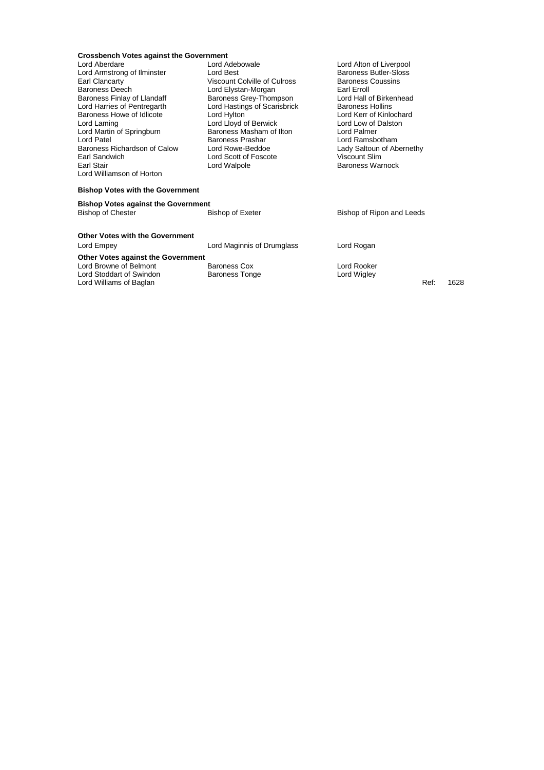**Crossbench Votes against the Government**

Lord Aberdare
Lord Armstrong of Ilminster
Earl Clancarty
Baroness Deech
Baroness Finlay of Llandaff
Lord Harries of Pentregarth
Baroness Howe of Idlicote
Lord Laming
Lord Martin of Springburn
Lord Patel
Baroness Richardson of Calow
Earl Sandwich
Earl Stair
Lord Williamson of Horton
Lord Adebowale
Lord Best
Viscount Colville of Culross
Lord Elystan-Morgan
Baroness Grey-Thompson
Lord Hastings of Scarisbrick
Lord Hylton
Lord Lloyd of Berwick
Baroness Masham of Ilton
Baroness Prashar
Lord Rowe-Beddoe
Lord Scott of Foscote
Lord Walpole
Lord Alton of Liverpool
Baroness Butler-Sloss
Baroness Coussins
Earl Erroll
Lord Hall of Birkenhead
Baroness Hollins
Lord Kerr of Kinlochard
Lord Low of Dalston
Lord Palmer
Lord Ramsbotham
Lady Saltoun of Abernethy
Viscount Slim
Baroness Warnock

**Bishop Votes with the Government**

**Bishop Votes against the Government**

Bishop of Chester
Bishop of Exeter
Bishop of Ripon and Leeds

**Other Votes with the Government**

Lord Empey
Lord Maginnis of Drumglass
Lord Rogan

**Other Votes against the Government**

Lord Browne of Belmont
Lord Stoddart of Swindon
Lord Williams of Baglan
Baroness Cox
Baroness Tonge
Lord Rooker
Lord Wigley

Ref: 1628